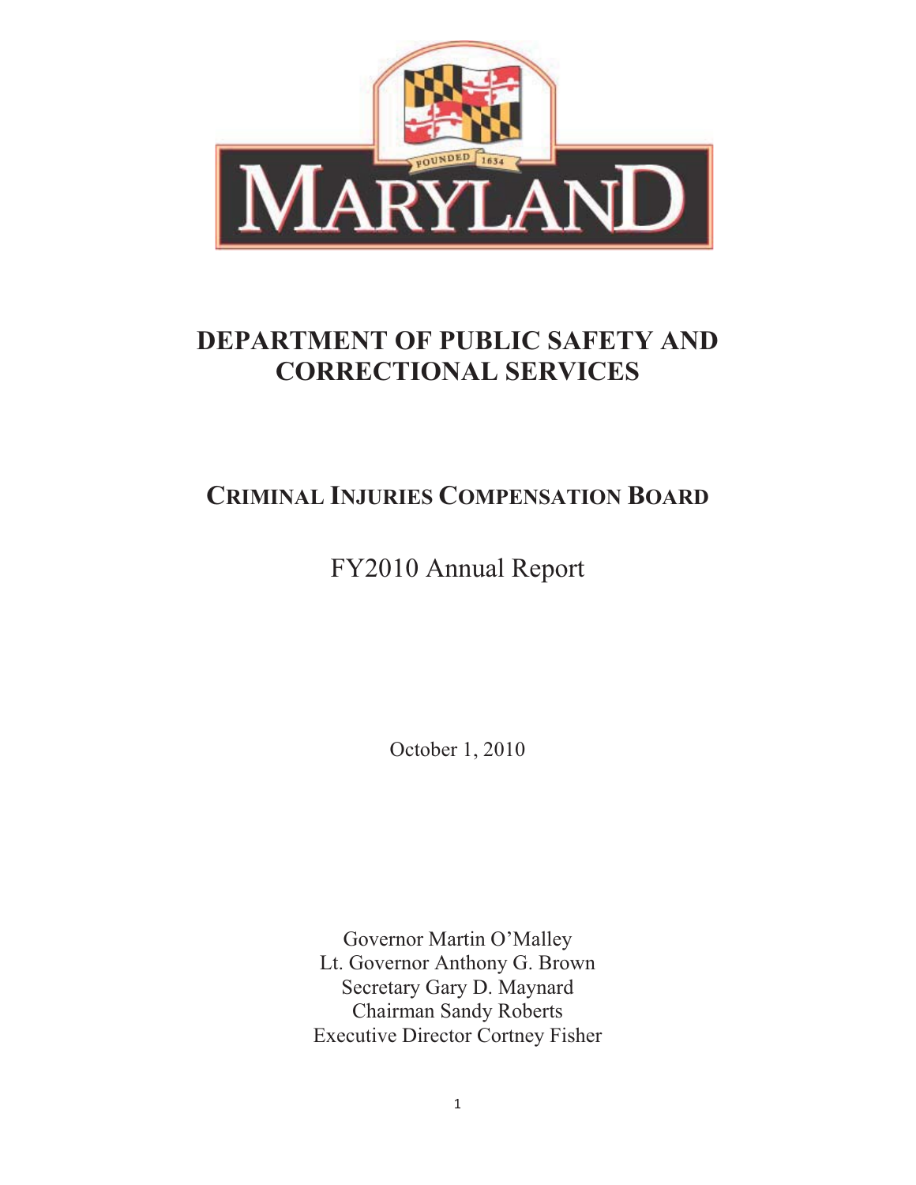# DEPARTMENT OF PUBLIC SAFETY AND CORRECTIONAL SERVICES

## CRIMINAL INJURIES COMPENSATION BOARD

FY2010 Annual Report

October 1, 2010

Governor Martin O'Malley
Lt. Governor Anthony G. Brown
Secretary Gary D. Maynard
Chairman Sandy Roberts
Executive Director Cortney Fisher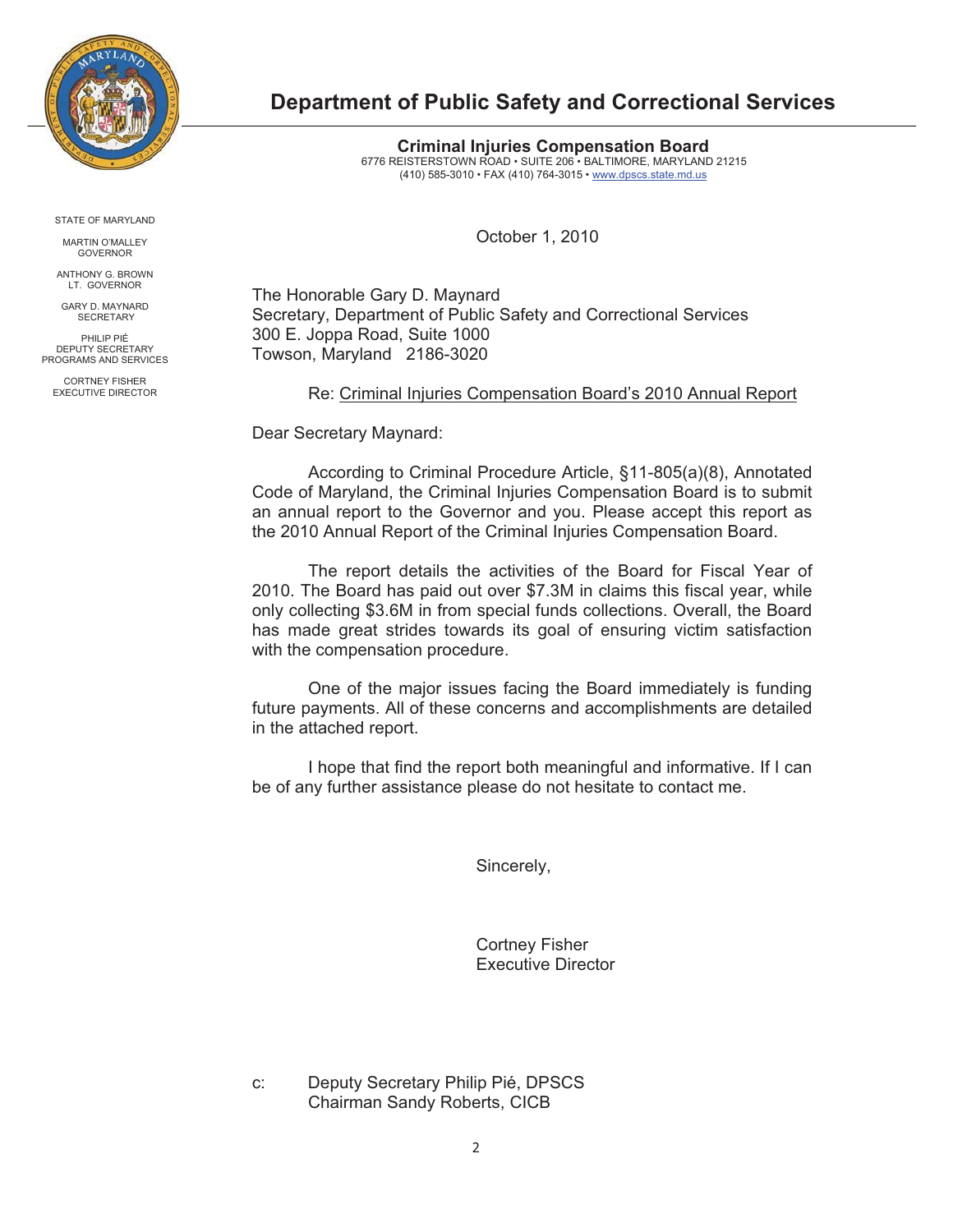# Department of Public Safety and Correctional Services

**Criminal Injuries Compensation Board**
6776 REISTERSTOWN ROAD • SUITE 206 • BALTIMORE, MARYLAND 21215
(410) 585-3010 • FAX (410) 764-3015 • www.dpscs.state.md.us

STATE OF MARYLAND

MARTIN O'MALLEY
GOVERNOR

ANTHONY G. BROWN
LT. GOVERNOR

GARY D. MAYNARD
SECRETARY

PHILIP PIÉ
DEPUTY SECRETARY
PROGRAMS AND SERVICES

CORTNEY FISHER
EXECUTIVE DIRECTOR

October 1, 2010

The Honorable Gary D. Maynard
Secretary, Department of Public Safety and Correctional Services
300 E. Joppa Road, Suite 1000
Towson, Maryland 2186-3020

Re: Criminal Injuries Compensation Board's 2010 Annual Report

Dear Secretary Maynard:

According to Criminal Procedure Article, §11-805(a)(8), Annotated Code of Maryland, the Criminal Injuries Compensation Board is to submit an annual report to the Governor and you. Please accept this report as the 2010 Annual Report of the Criminal Injuries Compensation Board.

The report details the activities of the Board for Fiscal Year of 2010. The Board has paid out over $7.3M in claims this fiscal year, while only collecting $3.6M in from special funds collections. Overall, the Board has made great strides towards its goal of ensuring victim satisfaction with the compensation procedure.

One of the major issues facing the Board immediately is funding future payments. All of these concerns and accomplishments are detailed in the attached report.

I hope that find the report both meaningful and informative. If I can be of any further assistance please do not hesitate to contact me.

Sincerely,

Cortney Fisher
Executive Director

c: Deputy Secretary Philip Pié, DPSCS
Chairman Sandy Roberts, CICB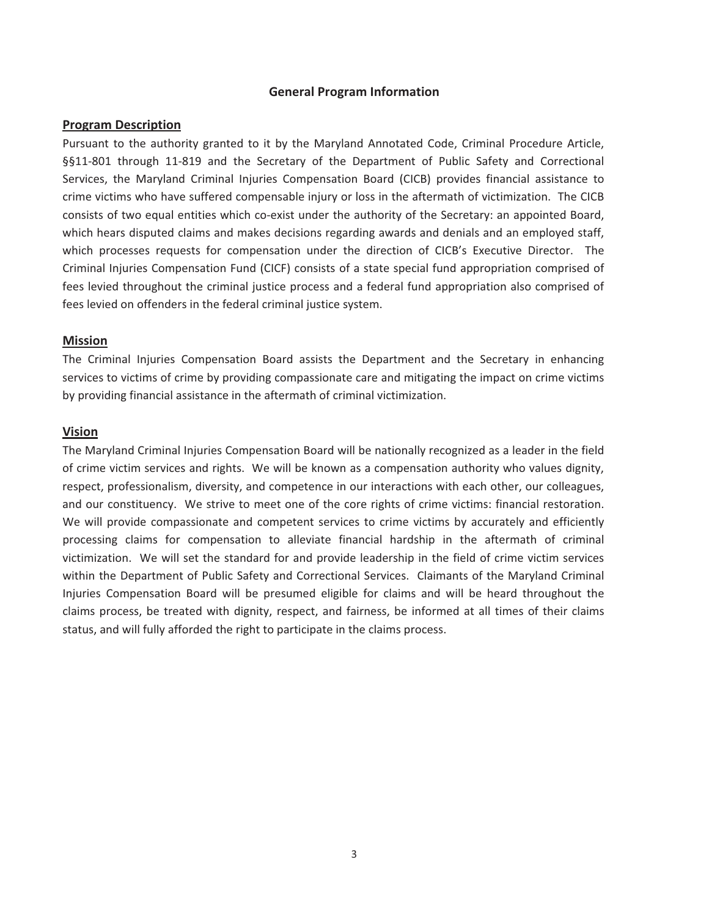# General Program Information

## Program Description

Pursuant to the authority granted to it by the Maryland Annotated Code, Criminal Procedure Article, §§11-801 through 11-819 and the Secretary of the Department of Public Safety and Correctional Services, the Maryland Criminal Injuries Compensation Board (CICB) provides financial assistance to crime victims who have suffered compensable injury or loss in the aftermath of victimization. The CICB consists of two equal entities which co-exist under the authority of the Secretary: an appointed Board, which hears disputed claims and makes decisions regarding awards and denials and an employed staff, which processes requests for compensation under the direction of CICB's Executive Director. The Criminal Injuries Compensation Fund (CICF) consists of a state special fund appropriation comprised of fees levied throughout the criminal justice process and a federal fund appropriation also comprised of fees levied on offenders in the federal criminal justice system.

## Mission

The Criminal Injuries Compensation Board assists the Department and the Secretary in enhancing services to victims of crime by providing compassionate care and mitigating the impact on crime victims by providing financial assistance in the aftermath of criminal victimization.

## Vision

The Maryland Criminal Injuries Compensation Board will be nationally recognized as a leader in the field of crime victim services and rights. We will be known as a compensation authority who values dignity, respect, professionalism, diversity, and competence in our interactions with each other, our colleagues, and our constituency. We strive to meet one of the core rights of crime victims: financial restoration. We will provide compassionate and competent services to crime victims by accurately and efficiently processing claims for compensation to alleviate financial hardship in the aftermath of criminal victimization. We will set the standard for and provide leadership in the field of crime victim services within the Department of Public Safety and Correctional Services. Claimants of the Maryland Criminal Injuries Compensation Board will be presumed eligible for claims and will be heard throughout the claims process, be treated with dignity, respect, and fairness, be informed at all times of their claims status, and will fully afforded the right to participate in the claims process.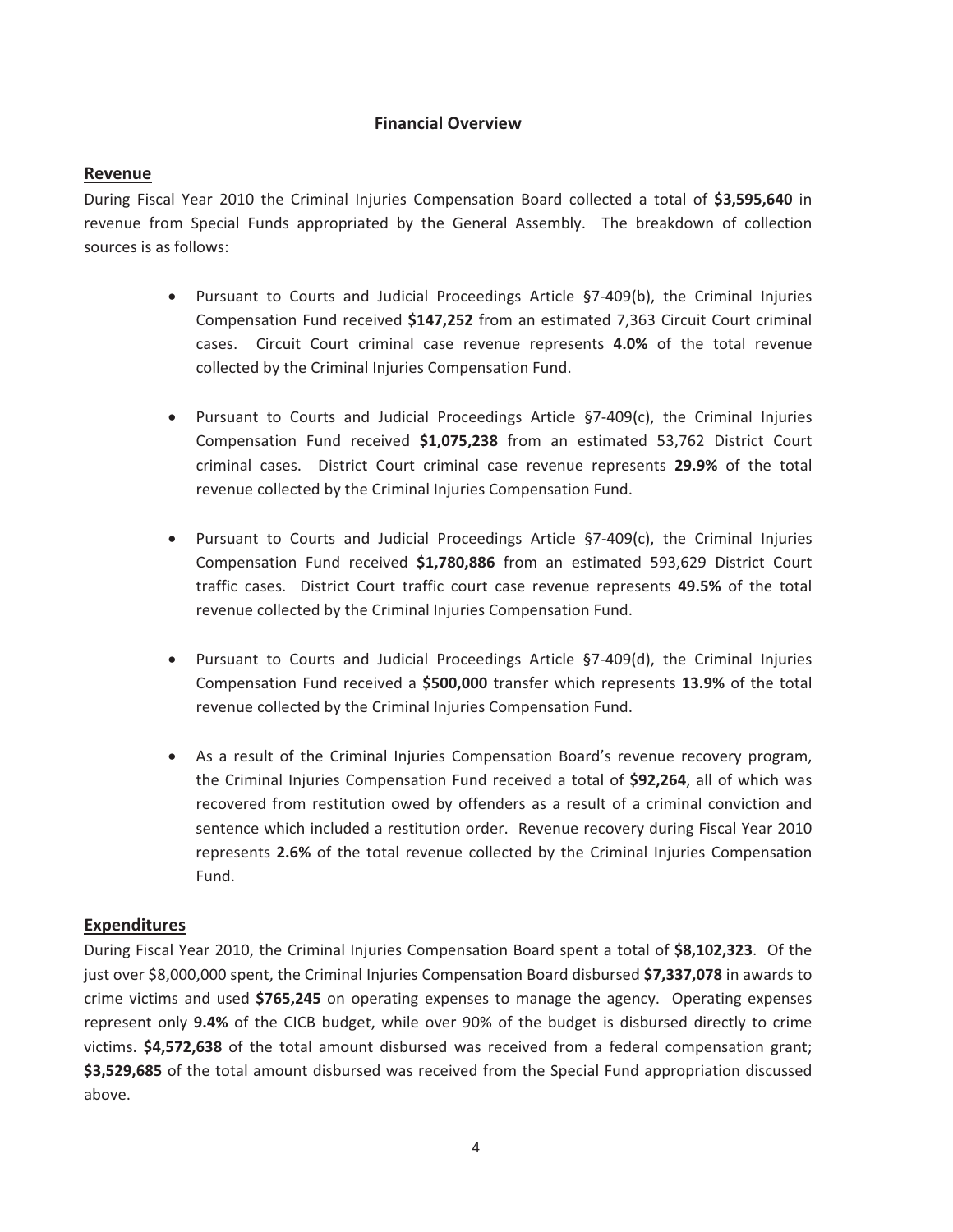## Financial Overview

### Revenue

During Fiscal Year 2010 the Criminal Injuries Compensation Board collected a total of **$3,595,640** in revenue from Special Funds appropriated by the General Assembly. The breakdown of collection sources is as follows:

- Pursuant to Courts and Judicial Proceedings Article §7-409(b), the Criminal Injuries Compensation Fund received **$147,252** from an estimated 7,363 Circuit Court criminal cases. Circuit Court criminal case revenue represents **4.0%** of the total revenue collected by the Criminal Injuries Compensation Fund.

- Pursuant to Courts and Judicial Proceedings Article §7-409(c), the Criminal Injuries Compensation Fund received **$1,075,238** from an estimated 53,762 District Court criminal cases. District Court criminal case revenue represents **29.9%** of the total revenue collected by the Criminal Injuries Compensation Fund.

- Pursuant to Courts and Judicial Proceedings Article §7-409(c), the Criminal Injuries Compensation Fund received **$1,780,886** from an estimated 593,629 District Court traffic cases. District Court traffic court case revenue represents **49.5%** of the total revenue collected by the Criminal Injuries Compensation Fund.

- Pursuant to Courts and Judicial Proceedings Article §7-409(d), the Criminal Injuries Compensation Fund received a **$500,000** transfer which represents **13.9%** of the total revenue collected by the Criminal Injuries Compensation Fund.

- As a result of the Criminal Injuries Compensation Board's revenue recovery program, the Criminal Injuries Compensation Fund received a total of **$92,264**, all of which was recovered from restitution owed by offenders as a result of a criminal conviction and sentence which included a restitution order. Revenue recovery during Fiscal Year 2010 represents **2.6%** of the total revenue collected by the Criminal Injuries Compensation Fund.

### Expenditures

During Fiscal Year 2010, the Criminal Injuries Compensation Board spent a total of **$8,102,323**. Of the just over $8,000,000 spent, the Criminal Injuries Compensation Board disbursed **$7,337,078** in awards to crime victims and used **$765,245** on operating expenses to manage the agency. Operating expenses represent only **9.4%** of the CICB budget, while over 90% of the budget is disbursed directly to crime victims. **$4,572,638** of the total amount disbursed was received from a federal compensation grant; **$3,529,685** of the total amount disbursed was received from the Special Fund appropriation discussed above.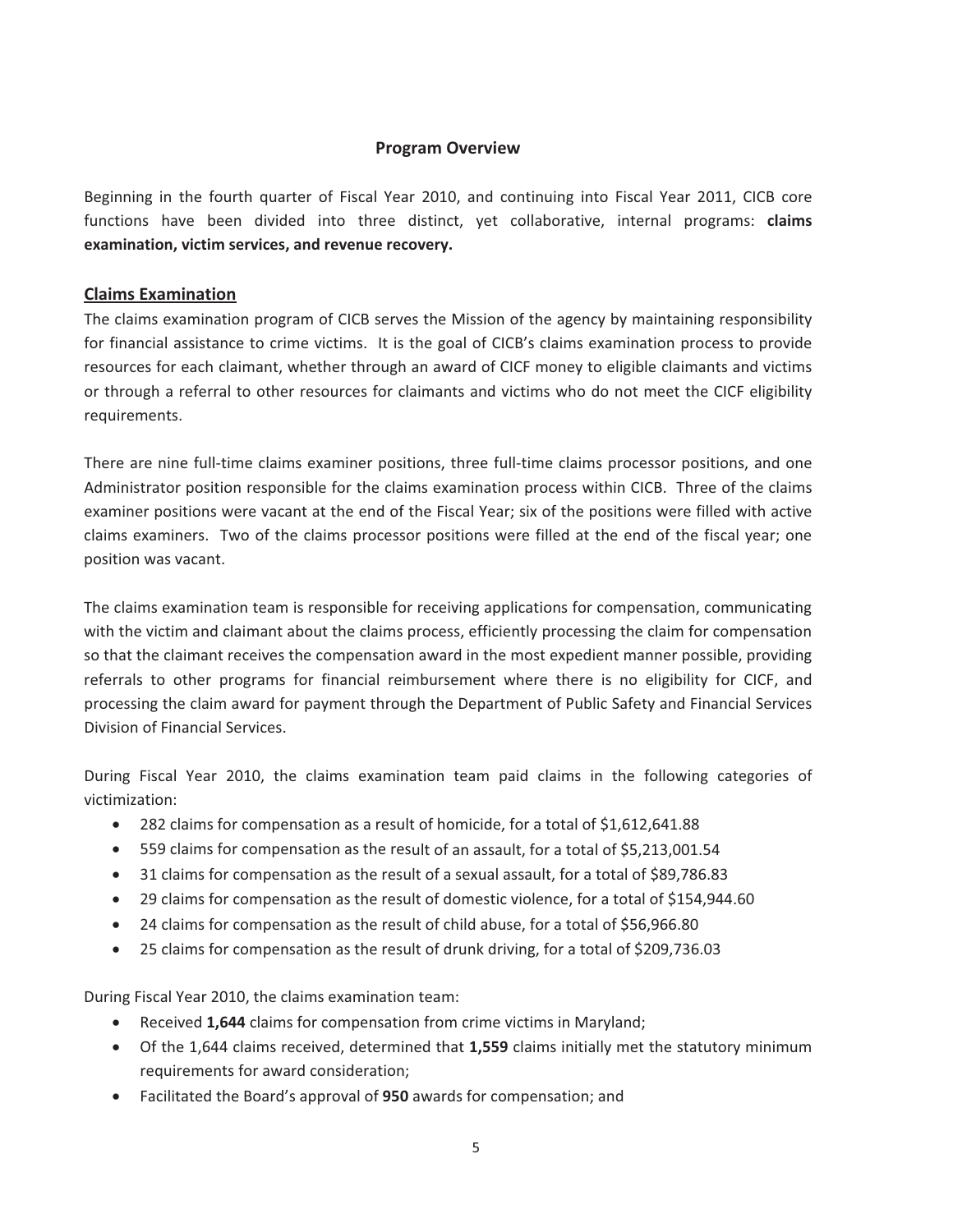## Program Overview

Beginning in the fourth quarter of Fiscal Year 2010, and continuing into Fiscal Year 2011, CICB core functions have been divided into three distinct, yet collaborative, internal programs: **claims examination, victim services, and revenue recovery.**

### Claims Examination

The claims examination program of CICB serves the Mission of the agency by maintaining responsibility for financial assistance to crime victims. It is the goal of CICB's claims examination process to provide resources for each claimant, whether through an award of CICF money to eligible claimants and victims or through a referral to other resources for claimants and victims who do not meet the CICF eligibility requirements.

There are nine full-time claims examiner positions, three full-time claims processor positions, and one Administrator position responsible for the claims examination process within CICB. Three of the claims examiner positions were vacant at the end of the Fiscal Year; six of the positions were filled with active claims examiners. Two of the claims processor positions were filled at the end of the fiscal year; one position was vacant.

The claims examination team is responsible for receiving applications for compensation, communicating with the victim and claimant about the claims process, efficiently processing the claim for compensation so that the claimant receives the compensation award in the most expedient manner possible, providing referrals to other programs for financial reimbursement where there is no eligibility for CICF, and processing the claim award for payment through the Department of Public Safety and Financial Services Division of Financial Services.

During Fiscal Year 2010, the claims examination team paid claims in the following categories of victimization:

- 282 claims for compensation as a result of homicide, for a total of $1,612,641.88
- 559 claims for compensation as the result of an assault, for a total of $5,213,001.54
- 31 claims for compensation as the result of a sexual assault, for a total of $89,786.83
- 29 claims for compensation as the result of domestic violence, for a total of $154,944.60
- 24 claims for compensation as the result of child abuse, for a total of $56,966.80
- 25 claims for compensation as the result of drunk driving, for a total of $209,736.03

During Fiscal Year 2010, the claims examination team:

- Received **1,644** claims for compensation from crime victims in Maryland;
- Of the 1,644 claims received, determined that **1,559** claims initially met the statutory minimum requirements for award consideration;
- Facilitated the Board's approval of **950** awards for compensation; and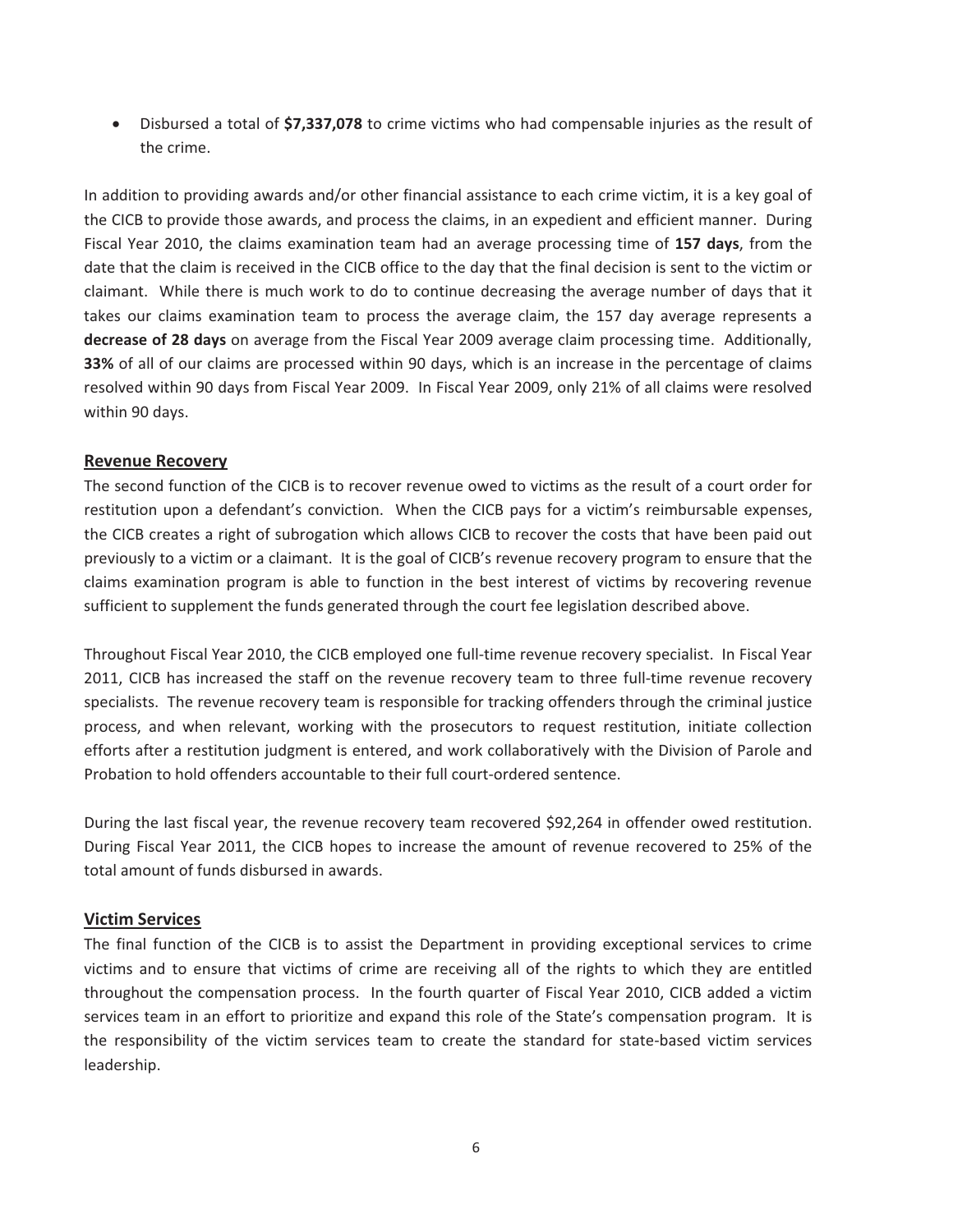- Disbursed a total of **$7,337,078** to crime victims who had compensable injuries as the result of the crime.

In addition to providing awards and/or other financial assistance to each crime victim, it is a key goal of the CICB to provide those awards, and process the claims, in an expedient and efficient manner. During Fiscal Year 2010, the claims examination team had an average processing time of **157 days**, from the date that the claim is received in the CICB office to the day that the final decision is sent to the victim or claimant. While there is much work to do to continue decreasing the average number of days that it takes our claims examination team to process the average claim, the 157 day average represents a **decrease of 28 days** on average from the Fiscal Year 2009 average claim processing time. Additionally, **33%** of all of our claims are processed within 90 days, which is an increase in the percentage of claims resolved within 90 days from Fiscal Year 2009. In Fiscal Year 2009, only 21% of all claims were resolved within 90 days.

## Revenue Recovery

The second function of the CICB is to recover revenue owed to victims as the result of a court order for restitution upon a defendant's conviction. When the CICB pays for a victim's reimbursable expenses, the CICB creates a right of subrogation which allows CICB to recover the costs that have been paid out previously to a victim or a claimant. It is the goal of CICB's revenue recovery program to ensure that the claims examination program is able to function in the best interest of victims by recovering revenue sufficient to supplement the funds generated through the court fee legislation described above.

Throughout Fiscal Year 2010, the CICB employed one full-time revenue recovery specialist. In Fiscal Year 2011, CICB has increased the staff on the revenue recovery team to three full-time revenue recovery specialists. The revenue recovery team is responsible for tracking offenders through the criminal justice process, and when relevant, working with the prosecutors to request restitution, initiate collection efforts after a restitution judgment is entered, and work collaboratively with the Division of Parole and Probation to hold offenders accountable to their full court-ordered sentence.

During the last fiscal year, the revenue recovery team recovered $92,264 in offender owed restitution. During Fiscal Year 2011, the CICB hopes to increase the amount of revenue recovered to 25% of the total amount of funds disbursed in awards.

## Victim Services

The final function of the CICB is to assist the Department in providing exceptional services to crime victims and to ensure that victims of crime are receiving all of the rights to which they are entitled throughout the compensation process. In the fourth quarter of Fiscal Year 2010, CICB added a victim services team in an effort to prioritize and expand this role of the State's compensation program. It is the responsibility of the victim services team to create the standard for state-based victim services leadership.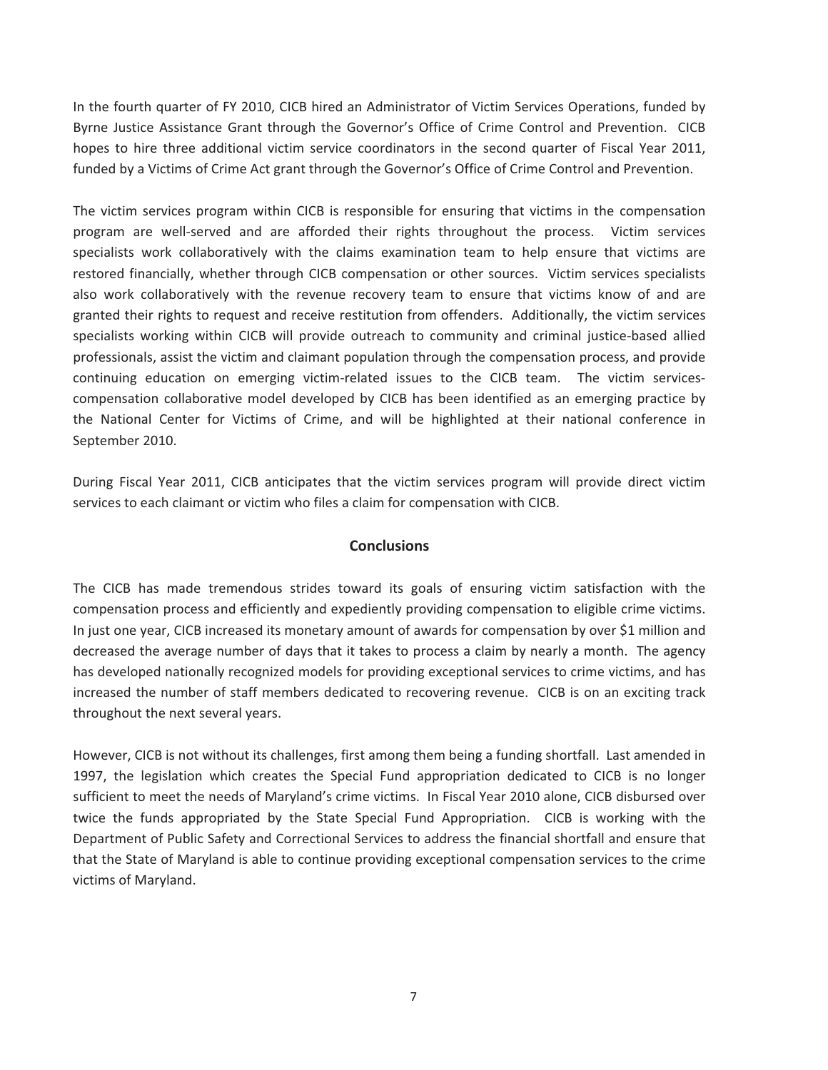In the fourth quarter of FY 2010, CICB hired an Administrator of Victim Services Operations, funded by Byrne Justice Assistance Grant through the Governor's Office of Crime Control and Prevention. CICB hopes to hire three additional victim service coordinators in the second quarter of Fiscal Year 2011, funded by a Victims of Crime Act grant through the Governor's Office of Crime Control and Prevention.

The victim services program within CICB is responsible for ensuring that victims in the compensation program are well-served and are afforded their rights throughout the process. Victim services specialists work collaboratively with the claims examination team to help ensure that victims are restored financially, whether through CICB compensation or other sources. Victim services specialists also work collaboratively with the revenue recovery team to ensure that victims know of and are granted their rights to request and receive restitution from offenders. Additionally, the victim services specialists working within CICB will provide outreach to community and criminal justice-based allied professionals, assist the victim and claimant population through the compensation process, and provide continuing education on emerging victim-related issues to the CICB team. The victim services-compensation collaborative model developed by CICB has been identified as an emerging practice by the National Center for Victims of Crime, and will be highlighted at their national conference in September 2010.

During Fiscal Year 2011, CICB anticipates that the victim services program will provide direct victim services to each claimant or victim who files a claim for compensation with CICB.

## Conclusions

The CICB has made tremendous strides toward its goals of ensuring victim satisfaction with the compensation process and efficiently and expediently providing compensation to eligible crime victims. In just one year, CICB increased its monetary amount of awards for compensation by over $1 million and decreased the average number of days that it takes to process a claim by nearly a month. The agency has developed nationally recognized models for providing exceptional services to crime victims, and has increased the number of staff members dedicated to recovering revenue. CICB is on an exciting track throughout the next several years.

However, CICB is not without its challenges, first among them being a funding shortfall. Last amended in 1997, the legislation which creates the Special Fund appropriation dedicated to CICB is no longer sufficient to meet the needs of Maryland's crime victims. In Fiscal Year 2010 alone, CICB disbursed over twice the funds appropriated by the State Special Fund Appropriation. CICB is working with the Department of Public Safety and Correctional Services to address the financial shortfall and ensure that that the State of Maryland is able to continue providing exceptional compensation services to the crime victims of Maryland.